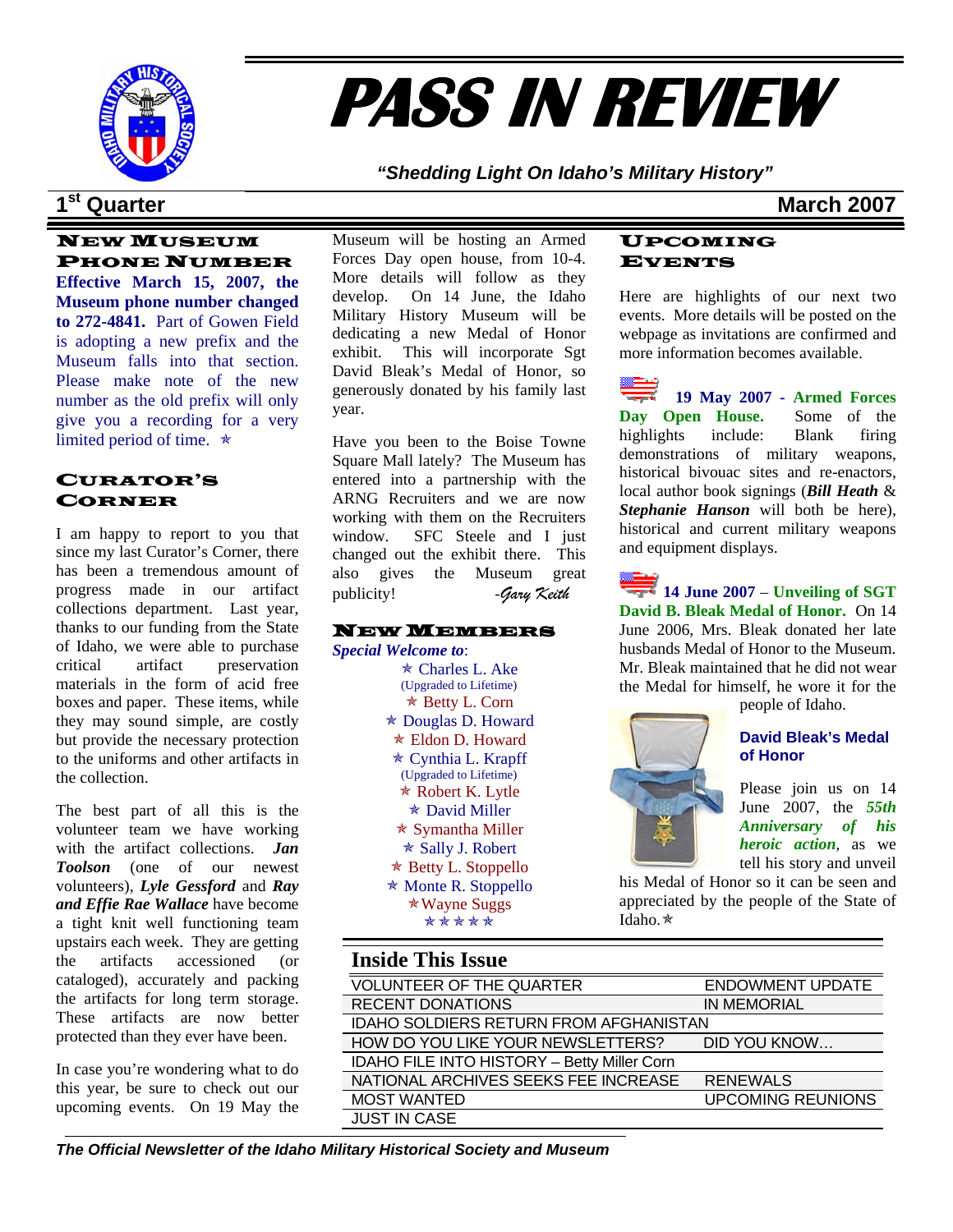# PASS IN REVIEW

*"Shedding Light On Idaho's Military History"*

**1st Quarter** **March 2007**

## New Museum Phone Number

**Effective March 15, 2007, the Museum phone number changed to 272-4841.** Part of Gowen Field is adopting a new prefix and the Museum falls into that section. Please make note of the new number as the old prefix will only give you a recording for a very limited period of time. ✯

## Curator's Corner

I am happy to report to you that since my last Curator's Corner, there has been a tremendous amount of progress made in our artifact collections department. Last year, thanks to our funding from the State of Idaho, we were able to purchase critical artifact preservation materials in the form of acid free boxes and paper. These items, while they may sound simple, are costly but provide the necessary protection to the uniforms and other artifacts in the collection.

The best part of all this is the volunteer team we have working with the artifact collections. ***Jan Toolson*** (one of our newest volunteers), ***Lyle Gessford*** and ***Ray and Effie Rae Wallace*** have become a tight knit well functioning team upstairs each week. They are getting the artifacts accessioned (or cataloged), accurately and packing the artifacts for long term storage. These artifacts are now better protected than they ever have been.

In case you're wondering what to do this year, be sure to check out our upcoming events. On 19 May the Museum will be hosting an Armed Forces Day open house, from 10-4. More details will follow as they develop. On 14 June, the Idaho Military History Museum will be dedicating a new Medal of Honor exhibit. This will incorporate Sgt David Bleak's Medal of Honor, so generously donated by his family last year.

Have you been to the Boise Towne Square Mall lately? The Museum has entered into a partnership with the ARNG Recruiters and we are now working with them on the Recruiters window. SFC Steele and I just changed out the exhibit there. This also gives the Museum great publicity! *-Gary Keith*

## New Members

***Special Welcome to***:

✯ Charles L. Ake
(Upgraded to Lifetime)
✯ Betty L. Corn
✯ Douglas D. Howard
✯ Eldon D. Howard
✯ Cynthia L. Krapff
(Upgraded to Lifetime)
✯ Robert K. Lytle
✯ David Miller
✯ Symantha Miller
✯ Sally J. Robert
✯ Betty L. Stoppello
✯ Monte R. Stoppello
✯ Wayne Suggs
✯✯✯✯✯

## Upcoming Events

Here are highlights of our next two events. More details will be posted on the webpage as invitations are confirmed and more information becomes available.

**19 May 2007 - Armed Forces Day Open House.** Some of the highlights include: Blank firing demonstrations of military weapons, historical bivouac sites and re-enactors, local author book signings (***Bill Heath*** & ***Stephanie Hanson*** will both be here), historical and current military weapons and equipment displays.

**14 June 2007 – Unveiling of SGT David B. Bleak Medal of Honor.** On 14 June 2006, Mrs. Bleak donated her late husbands Medal of Honor to the Museum. Mr. Bleak maintained that he did not wear the Medal for himself, he wore it for the people of Idaho.

**David Bleak's Medal of Honor**

Please join us on 14 June 2007, the ***55th Anniversary of his heroic action***, as we tell his story and unveil his Medal of Honor so it can be seen and appreciated by the people of the State of Idaho. ✯

## Inside This Issue

| | |
|---|---|
| VOLUNTEER OF THE QUARTER | ENDOWMENT UPDATE |
| RECENT DONATIONS | IN MEMORIAL |
| IDAHO SOLDIERS RETURN FROM AFGHANISTAN | |
| HOW DO YOU LIKE YOUR NEWSLETTERS? | DID YOU KNOW… |
| IDAHO FILE INTO HISTORY – Betty Miller Corn | |
| NATIONAL ARCHIVES SEEKS FEE INCREASE | RENEWALS |
| MOST WANTED | UPCOMING REUNIONS |
| JUST IN CASE | |

*The Official Newsletter of the Idaho Military Historical Society and Museum*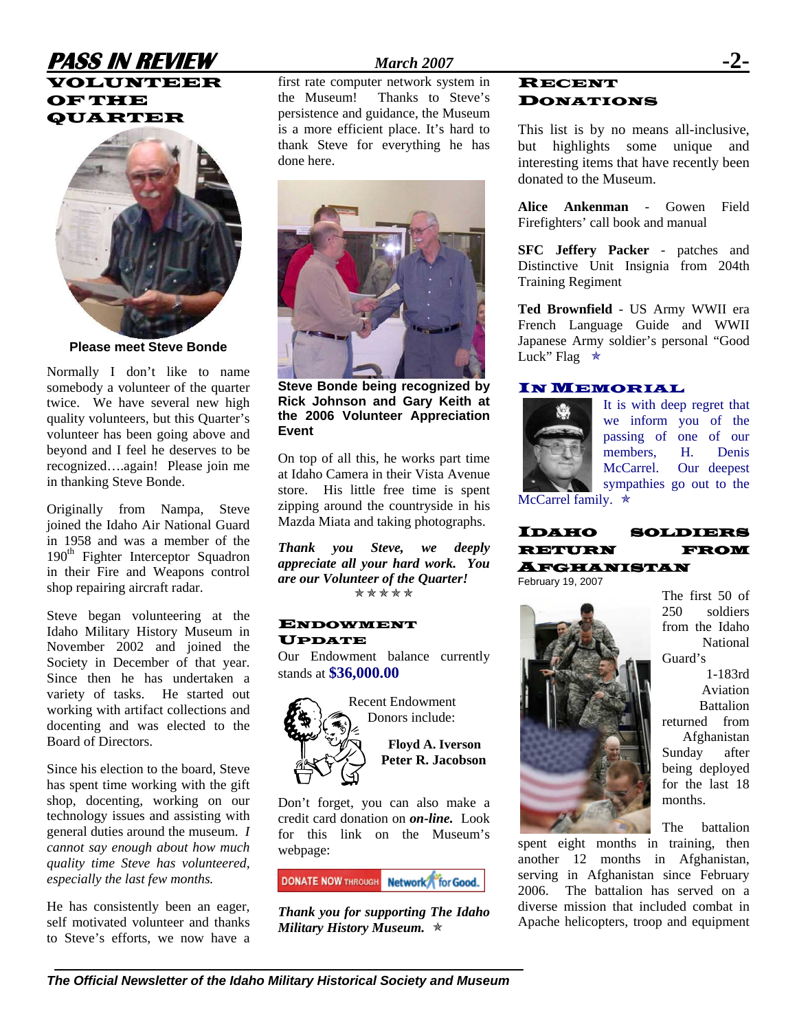## VOLUNTEER OF THE QUARTER

**Please meet Steve Bonde**

Normally I don't like to name somebody a volunteer of the quarter twice. We have several new high quality volunteers, but this Quarter's volunteer has been going above and beyond and I feel he deserves to be recognized….again! Please join me in thanking Steve Bonde.

Originally from Nampa, Steve joined the Idaho Air National Guard in 1958 and was a member of the 190th Fighter Interceptor Squadron in their Fire and Weapons control shop repairing aircraft radar.

Steve began volunteering at the Idaho Military History Museum in November 2002 and joined the Society in December of that year. Since then he has undertaken a variety of tasks. He started out working with artifact collections and docenting and was elected to the Board of Directors.

Since his election to the board, Steve has spent time working with the gift shop, docenting, working on our technology issues and assisting with general duties around the museum. *I cannot say enough about how much quality time Steve has volunteered, especially the last few months.*

He has consistently been an eager, self motivated volunteer and thanks to Steve's efforts, we now have a first rate computer network system in the Museum! Thanks to Steve's persistence and guidance, the Museum is a more efficient place. It's hard to thank Steve for everything he has done here.

**Steve Bonde being recognized by Rick Johnson and Gary Keith at the 2006 Volunteer Appreciation Event**

On top of all this, he works part time at Idaho Camera in their Vista Avenue store. His little free time is spent zipping around the countryside in his Mazda Miata and taking photographs.

***Thank you Steve, we deeply appreciate all your hard work. You are our Volunteer of the Quarter!***

✯✯✯✯✯

## ENDOWMENT UPDATE

Our Endowment balance currently stands at **$36,000.00**

Recent Endowment Donors include:

**Floyd A. Iverson**
**Peter R. Jacobson**

Don't forget, you can also make a credit card donation on ***on-line.*** Look for this link on the Museum's webpage:

DONATE NOW THROUGH Network for Good.

***Thank you for supporting The Idaho Military History Museum.*** ✯

## RECENT DONATIONS

This list is by no means all-inclusive, but highlights some unique and interesting items that have recently been donated to the Museum.

**Alice Ankenman** - Gowen Field Firefighters' call book and manual

**SFC Jeffery Packer** - patches and Distinctive Unit Insignia from 204th Training Regiment

**Ted Brownfield** - US Army WWII era French Language Guide and WWII Japanese Army soldier's personal "Good Luck" Flag ✯

## IN MEMORIAL

It is with deep regret that we inform you of the passing of one of our members, H. Denis McCarrel. Our deepest sympathies go out to the McCarrel family. ✯

## IDAHO SOLDIERS RETURN FROM AFGHANISTAN

February 19, 2007

The first 50 of 250 soldiers from the Idaho National Guard's 1-183rd Aviation Battalion returned from Afghanistan Sunday after being deployed for the last 18 months.

The battalion spent eight months in training, then another 12 months in Afghanistan, serving in Afghanistan since February 2006. The battalion has served on a diverse mission that included combat in Apache helicopters, troop and equipment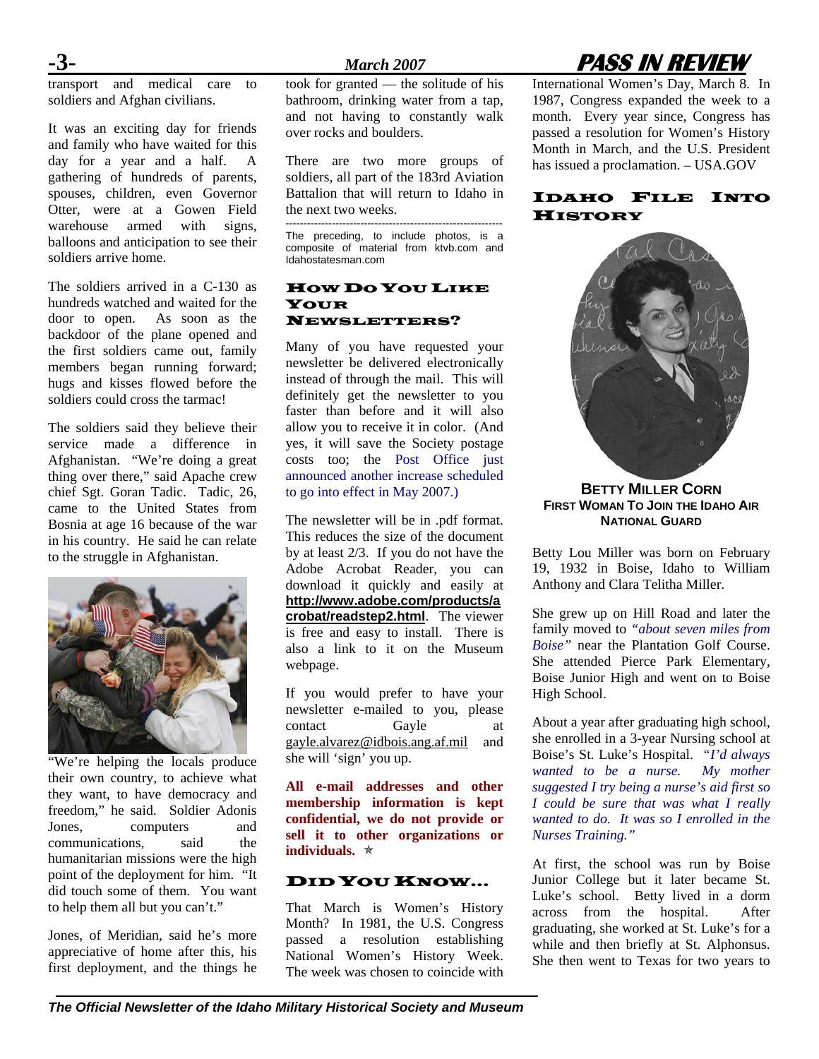transport and medical care to soldiers and Afghan civilians.

It was an exciting day for friends and family who have waited for this day for a year and a half. A gathering of hundreds of parents, spouses, children, even Governor Otter, were at a Gowen Field warehouse armed with signs, balloons and anticipation to see their soldiers arrive home.

The soldiers arrived in a C-130 as hundreds watched and waited for the door to open. As soon as the backdoor of the plane opened and the first soldiers came out, family members began running forward; hugs and kisses flowed before the soldiers could cross the tarmac!

The soldiers said they believe their service made a difference in Afghanistan. "We're doing a great thing over there," said Apache crew chief Sgt. Goran Tadic. Tadic, 26, came to the United States from Bosnia at age 16 because of the war in his country. He said he can relate to the struggle in Afghanistan.

"We're helping the locals produce their own country, to achieve what they want, to have democracy and freedom," he said. Soldier Adonis Jones, computers and communications, said the humanitarian missions were the high point of the deployment for him. "It did touch some of them. You want to help them all but you can't."

Jones, of Meridian, said he's more appreciative of home after this, his first deployment, and the things he took for granted — the solitude of his bathroom, drinking water from a tap, and not having to constantly walk over rocks and boulders.

There are two more groups of soldiers, all part of the 183rd Aviation Battalion that will return to Idaho in the next two weeks.

---

The preceding, to include photos, is a composite of material from ktvb.com and Idahostatesman.com

## How Do You Like Your Newsletters?

Many of you have requested your newsletter be delivered electronically instead of through the mail. This will definitely get the newsletter to you faster than before and it will also allow you to receive it in color. (And yes, it will save the Society postage costs too; the Post Office just announced another increase scheduled to go into effect in May 2007.)

The newsletter will be in .pdf format. This reduces the size of the document by at least 2/3. If you do not have the Adobe Acrobat Reader, you can download it quickly and easily at **http://www.adobe.com/products/acrobat/readstep2.html**. The viewer is free and easy to install. There is also a link to it on the Museum webpage.

If you would prefer to have your newsletter e-mailed to you, please contact Gayle at gayle.alvarez@idbois.ang.af.mil and she will 'sign' you up.

**All e-mail addresses and other membership information is kept confidential, we do not provide or sell it to other organizations or individuals.** ✯

## Did You Know…

That March is Women's History Month? In 1981, the U.S. Congress passed a resolution establishing National Women's History Week. The week was chosen to coincide with International Women's Day, March 8. In 1987, Congress expanded the week to a month. Every year since, Congress has passed a resolution for Women's History Month in March, and the U.S. President has issued a proclamation. – USA.GOV

## Idaho File Into History

**Betty Miller Corn**
**First Woman To Join the Idaho Air National Guard**

Betty Lou Miller was born on February 19, 1932 in Boise, Idaho to William Anthony and Clara Telitha Miller.

She grew up on Hill Road and later the family moved to *"about seven miles from Boise"* near the Plantation Golf Course. She attended Pierce Park Elementary, Boise Junior High and went on to Boise High School.

About a year after graduating high school, she enrolled in a 3-year Nursing school at Boise's St. Luke's Hospital. *"I'd always wanted to be a nurse. My mother suggested I try being a nurse's aid first so I could be sure that was what I really wanted to do. It was so I enrolled in the Nurses Training."*

At first, the school was run by Boise Junior College but it later became St. Luke's school. Betty lived in a dorm across from the hospital. After graduating, she worked at St. Luke's for a while and then briefly at St. Alphonsus. She then went to Texas for two years to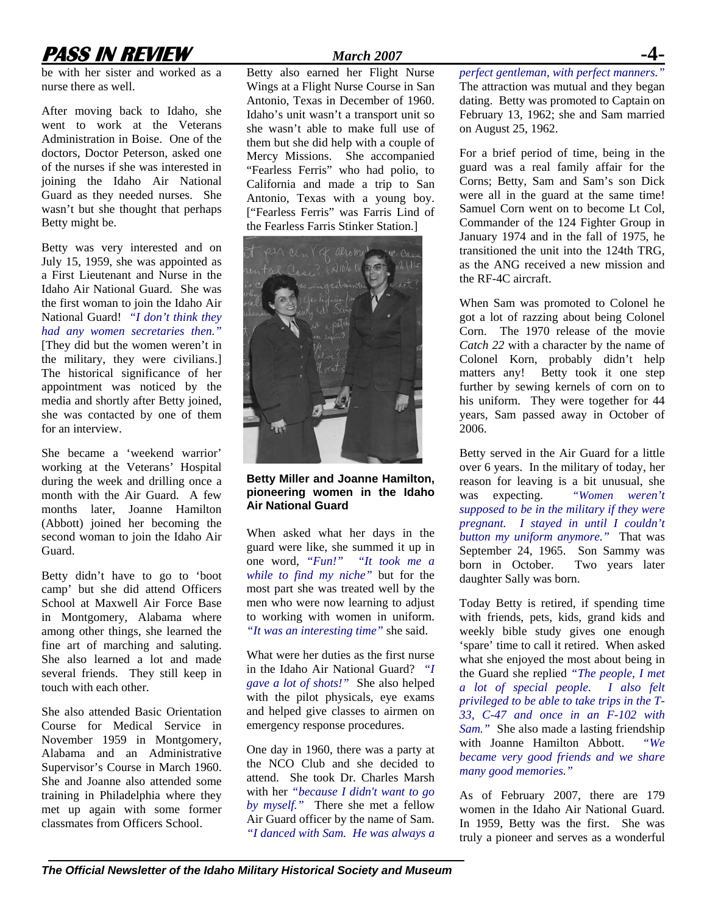be with her sister and worked as a nurse there as well.

After moving back to Idaho, she went to work at the Veterans Administration in Boise. One of the doctors, Doctor Peterson, asked one of the nurses if she was interested in joining the Idaho Air National Guard as they needed nurses. She wasn't but she thought that perhaps Betty might be.

Betty was very interested and on July 15, 1959, she was appointed as a First Lieutenant and Nurse in the Idaho Air National Guard. She was the first woman to join the Idaho Air National Guard! *"I don't think they had any women secretaries then."* [They did but the women weren't in the military, they were civilians.] The historical significance of her appointment was noticed by the media and shortly after Betty joined, she was contacted by one of them for an interview.

She became a 'weekend warrior' working at the Veterans' Hospital during the week and drilling once a month with the Air Guard. A few months later, Joanne Hamilton (Abbott) joined her becoming the second woman to join the Idaho Air Guard.

Betty didn't have to go to 'boot camp' but she did attend Officers School at Maxwell Air Force Base in Montgomery, Alabama where among other things, she learned the fine art of marching and saluting. She also learned a lot and made several friends. They still keep in touch with each other.

She also attended Basic Orientation Course for Medical Service in November 1959 in Montgomery, Alabama and an Administrative Supervisor's Course in March 1960. She and Joanne also attended some training in Philadelphia where they met up again with some former classmates from Officers School.

Betty also earned her Flight Nurse Wings at a Flight Nurse Course in San Antonio, Texas in December of 1960. Idaho's unit wasn't a transport unit so she wasn't able to make full use of them but she did help with a couple of Mercy Missions. She accompanied "Fearless Ferris" who had polio, to California and made a trip to San Antonio, Texas with a young boy. ["Fearless Ferris" was Farris Lind of the Fearless Farris Stinker Station.]

**Betty Miller and Joanne Hamilton, pioneering women in the Idaho Air National Guard**

When asked what her days in the guard were like, she summed it up in one word, *"Fun!" "It took me a while to find my niche"* but for the most part she was treated well by the men who were now learning to adjust to working with women in uniform. *"It was an interesting time"* she said.

What were her duties as the first nurse in the Idaho Air National Guard? *"I gave a lot of shots!"* She also helped with the pilot physicals, eye exams and helped give classes to airmen on emergency response procedures.

One day in 1960, there was a party at the NCO Club and she decided to attend. She took Dr. Charles Marsh with her *"because I didn't want to go by myself."* There she met a fellow Air Guard officer by the name of Sam. *"I danced with Sam. He was always a perfect gentleman, with perfect manners."* The attraction was mutual and they began dating. Betty was promoted to Captain on February 13, 1962; she and Sam married on August 25, 1962.

For a brief period of time, being in the guard was a real family affair for the Corns; Betty, Sam and Sam's son Dick were all in the guard at the same time! Samuel Corn went on to become Lt Col, Commander of the 124 Fighter Group in January 1974 and in the fall of 1975, he transitioned the unit into the 124th TRG, as the ANG received a new mission and the RF-4C aircraft.

When Sam was promoted to Colonel he got a lot of razzing about being Colonel Corn. The 1970 release of the movie *Catch 22* with a character by the name of Colonel Korn, probably didn't help matters any! Betty took it one step further by sewing kernels of corn on to his uniform. They were together for 44 years, Sam passed away in October of 2006.

Betty served in the Air Guard for a little over 6 years. In the military of today, her reason for leaving is a bit unusual, she was expecting. *"Women weren't supposed to be in the military if they were pregnant. I stayed in until I couldn't button my uniform anymore."* That was September 24, 1965. Son Sammy was born in October. Two years later daughter Sally was born.

Today Betty is retired, if spending time with friends, pets, kids, grand kids and weekly bible study gives one enough 'spare' time to call it retired. When asked what she enjoyed the most about being in the Guard she replied *"The people, I met a lot of special people. I also felt privileged to be able to take trips in the T-33, C-47 and once in an F-102 with Sam."* She also made a lasting friendship with Joanne Hamilton Abbott. *"We became very good friends and we share many good memories."*

As of February 2007, there are 179 women in the Idaho Air National Guard. In 1959, Betty was the first. She was truly a pioneer and serves as a wonderful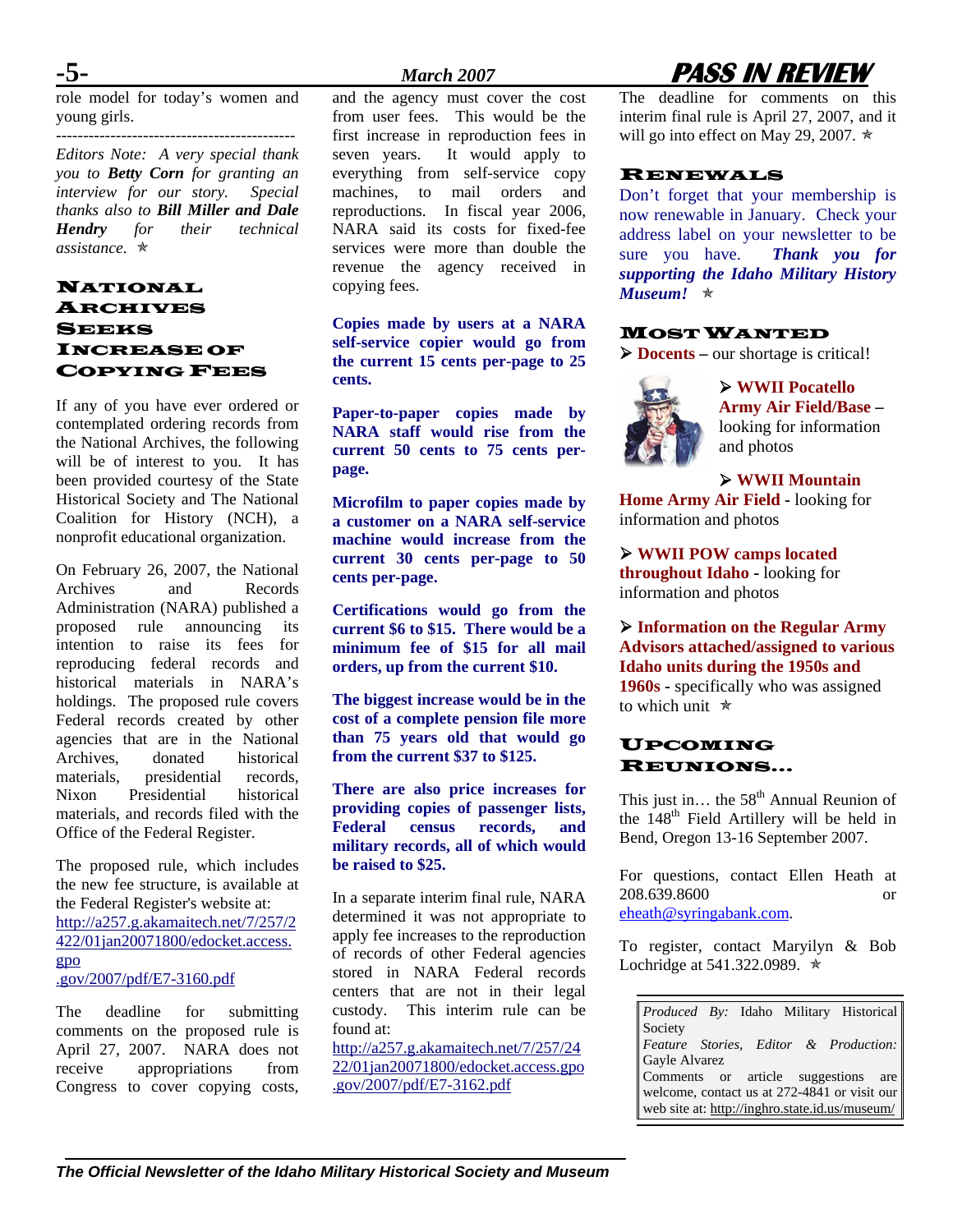role model for today's women and young girls.

---

*Editors Note: A very special thank you to **Betty Corn** for granting an interview for our story. Special thanks also to **Bill Miller and Dale Hendry** for their technical assistance.* ✯

## National Archives Seeks Increase of Copying Fees

If any of you have ever ordered or contemplated ordering records from the National Archives, the following will be of interest to you. It has been provided courtesy of the State Historical Society and The National Coalition for History (NCH), a nonprofit educational organization.

On February 26, 2007, the National Archives and Records Administration (NARA) published a proposed rule announcing its intention to raise its fees for reproducing federal records and historical materials in NARA's holdings. The proposed rule covers Federal records created by other agencies that are in the National Archives, donated historical materials, presidential records, Nixon Presidential historical materials, and records filed with the Office of the Federal Register.

The proposed rule, which includes the new fee structure, is available at the Federal Register's website at: http://a257.g.akamaitech.net/7/257/2422/01jan20071800/edocket.access.gpo.gov/2007/pdf/E7-3160.pdf

The deadline for submitting comments on the proposed rule is April 27, 2007. NARA does not receive appropriations from Congress to cover copying costs, and the agency must cover the cost from user fees. This would be the first increase in reproduction fees in seven years. It would apply to everything from self-service copy machines, to mail orders and reproductions. In fiscal year 2006, NARA said its costs for fixed-fee services were more than double the revenue the agency received in copying fees.

**Copies made by users at a NARA self-service copier would go from the current 15 cents per-page to 25 cents.**

**Paper-to-paper copies made by NARA staff would rise from the current 50 cents to 75 cents per-page.**

**Microfilm to paper copies made by a customer on a NARA self-service machine would increase from the current 30 cents per-page to 50 cents per-page.**

**Certifications would go from the current $6 to $15. There would be a minimum fee of $15 for all mail orders, up from the current $10.**

**The biggest increase would be in the cost of a complete pension file more than 75 years old that would go from the current $37 to $125.**

**There are also price increases for providing copies of passenger lists, Federal census records, and military records, all of which would be raised to $25.**

In a separate interim final rule, NARA determined it was not appropriate to apply fee increases to the reproduction of records of other Federal agencies stored in NARA Federal records centers that are not in their legal custody. This interim rule can be found at: http://a257.g.akamaitech.net/7/257/2422/01jan20071800/edocket.access.gpo.gov/2007/pdf/E7-3162.pdf

The deadline for comments on this interim final rule is April 27, 2007, and it will go into effect on May 29, 2007. ✯

## Renewals

Don't forget that your membership is now renewable in January. Check your address label on your newsletter to be sure you have. ***Thank you for supporting the Idaho Military History Museum!*** ✯

## Most Wanted

- **Docents –** our shortage is critical!
- **WWII Pocatello Army Air Field/Base –** looking for information and photos
- **WWII Mountain Home Army Air Field** - looking for information and photos
- **WWII POW camps located throughout Idaho** - looking for information and photos
- **Information on the Regular Army Advisors attached/assigned to various Idaho units during the 1950s and 1960s** - specifically who was assigned to which unit ✯

## Upcoming Reunions…

This just in… the 58th Annual Reunion of the 148th Field Artillery will be held in Bend, Oregon 13-16 September 2007.

For questions, contact Ellen Heath at 208.639.8600 or eheath@syringabank.com.

To register, contact Maryilyn & Bob Lochridge at 541.322.0989. ✯

---

*Produced By:* Idaho Military Historical Society
*Feature Stories, Editor & Production:* Gayle Alvarez
Comments or article suggestions are welcome, contact us at 272-4841 or visit our web site at: http://inghro.state.id.us/museum/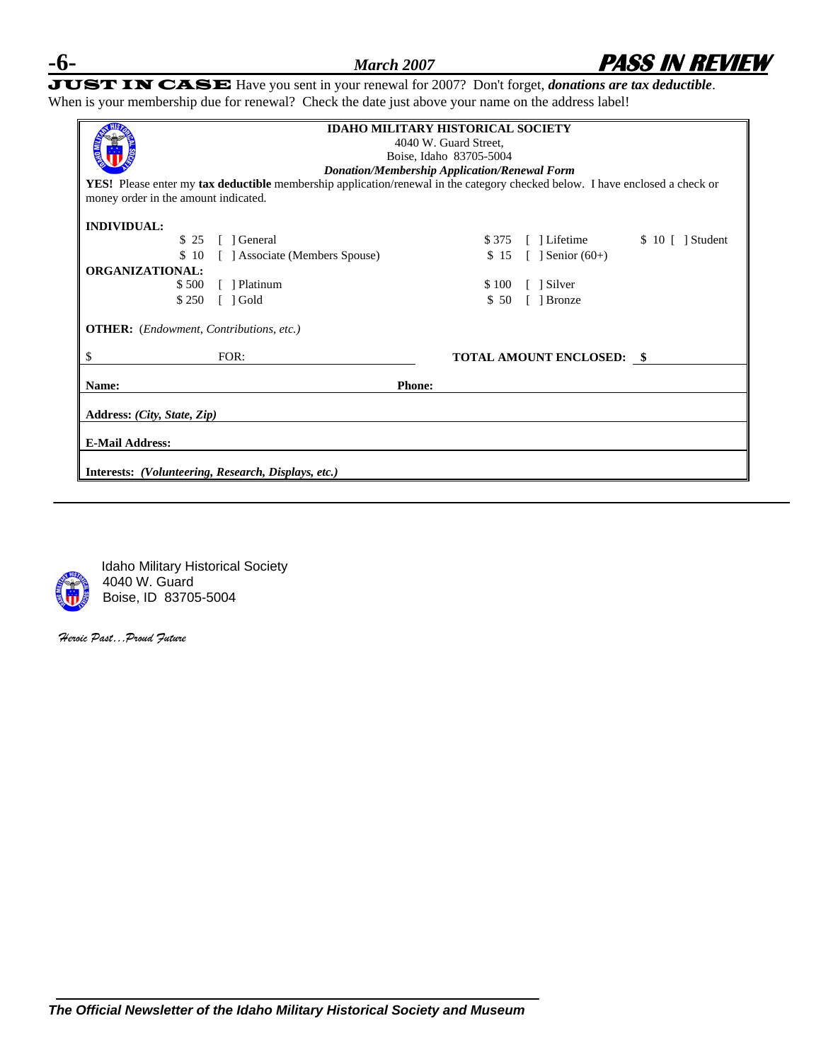**JUST IN CASE** Have you sent in your renewal for 2007? Don't forget, ***donations are tax deductible***. When is your membership due for renewal? Check the date just above your name on the address label!

**IDAHO MILITARY HISTORICAL SOCIETY**
4040 W. Guard Street,
Boise, Idaho 83705-5004
***Donation/Membership Application/Renewal Form***

**YES!** Please enter my **tax deductible** membership application/renewal in the category checked below. I have enclosed a check or money order in the amount indicated.

**INDIVIDUAL:**

| | | | | | |
|---|---|---|---|---|---|
| $ 25 | [ ] General | $ 375 | [ ] Lifetime | $ 10 | [ ] Student |
| $ 10 | [ ] Associate (Members Spouse) | $ 15 | [ ] Senior (60+) | | |

**ORGANIZATIONAL:**

| | | | |
|---|---|---|---|
| $ 500 | [ ] Platinum | $ 100 | [ ] Silver |
| $ 250 | [ ] Gold | $ 50 | [ ] Bronze |

**OTHER:** (*Endowment, Contributions, etc.)*

$ ______ FOR: ______ **TOTAL AMOUNT ENCLOSED: $** ______

**Name:** ______ **Phone:** ______

**Address:** ***(City, State, Zip)*** ______

**E-Mail Address:** ______

**Interests:** ***(Volunteering, Research, Displays, etc.)*** ______

---

Idaho Military Historical Society
4040 W. Guard
Boise, ID 83705-5004

*Heroic Past…Proud Future*

***The Official Newsletter of the Idaho Military Historical Society and Museum***